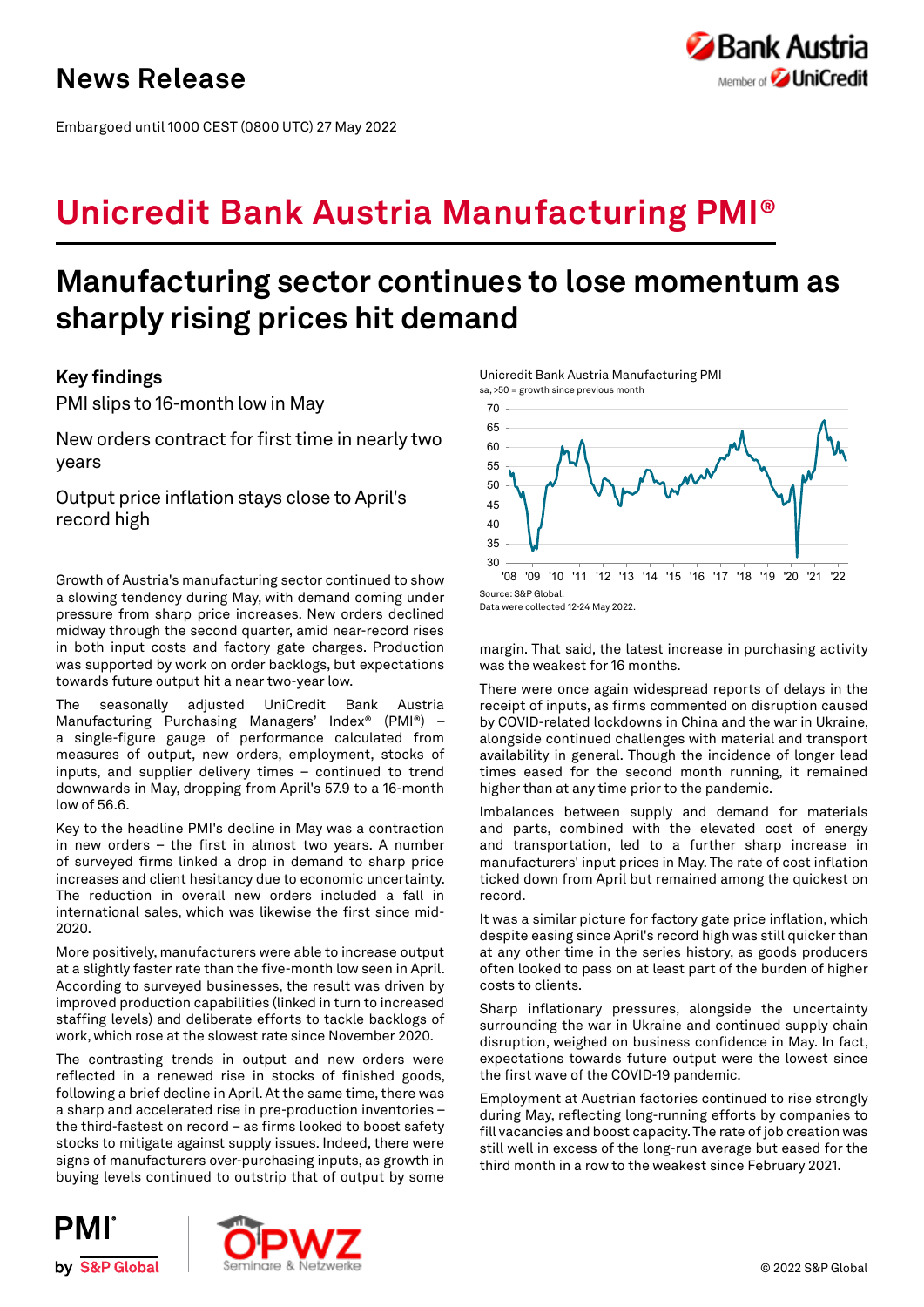# News Release

Embargoed until 1000 CEST (0800 UTC) 27 May 2022

## Unicredit Bank Austria Manufacturing PMI®

# Manufacturing sector continues to lose momentum as sharply rising prices hit demand

### Key findings

PMI slips to 16-month low in May

New orders contract for first time in nearly two years

Output price inflation stays close to April's record high

Unicredit Bank Austria Manufacturing PMI
sa, >50 = growth since previous month

Source: S&P Global.
Data were collected 12-24 May 2022.

Growth of Austria's manufacturing sector continued to show a slowing tendency during May, with demand coming under pressure from sharp price increases. New orders declined midway through the second quarter, amid near-record rises in both input costs and factory gate charges. Production was supported by work on order backlogs, but expectations towards future output hit a near two-year low.

The seasonally adjusted UniCredit Bank Austria Manufacturing Purchasing Managers' Index® (PMI®) – a single-figure gauge of performance calculated from measures of output, new orders, employment, stocks of inputs, and supplier delivery times – continued to trend downwards in May, dropping from April's 57.9 to a 16-month low of 56.6.

Key to the headline PMI's decline in May was a contraction in new orders – the first in almost two years. A number of surveyed firms linked a drop in demand to sharp price increases and client hesitancy due to economic uncertainty. The reduction in overall new orders included a fall in international sales, which was likewise the first since mid-2020.

More positively, manufacturers were able to increase output at a slightly faster rate than the five-month low seen in April. According to surveyed businesses, the result was driven by improved production capabilities (linked in turn to increased staffing levels) and deliberate efforts to tackle backlogs of work, which rose at the slowest rate since November 2020.

The contrasting trends in output and new orders were reflected in a renewed rise in stocks of finished goods, following a brief decline in April. At the same time, there was a sharp and accelerated rise in pre-production inventories – the third-fastest on record – as firms looked to boost safety stocks to mitigate against supply issues. Indeed, there were signs of manufacturers over-purchasing inputs, as growth in buying levels continued to outstrip that of output by some margin. That said, the latest increase in purchasing activity was the weakest for 16 months.

There were once again widespread reports of delays in the receipt of inputs, as firms commented on disruption caused by COVID-related lockdowns in China and the war in Ukraine, alongside continued challenges with material and transport availability in general. Though the incidence of longer lead times eased for the second month running, it remained higher than at any time prior to the pandemic.

Imbalances between supply and demand for materials and parts, combined with the elevated cost of energy and transportation, led to a further sharp increase in manufacturers' input prices in May. The rate of cost inflation ticked down from April but remained among the quickest on record.

It was a similar picture for factory gate price inflation, which despite easing since April's record high was still quicker than at any other time in the series history, as goods producers often looked to pass on at least part of the burden of higher costs to clients.

Sharp inflationary pressures, alongside the uncertainty surrounding the war in Ukraine and continued supply chain disruption, weighed on business confidence in May. In fact, expectations towards future output were the lowest since the first wave of the COVID-19 pandemic.

Employment at Austrian factories continued to rise strongly during May, reflecting long-running efforts by companies to fill vacancies and boost capacity. The rate of job creation was still well in excess of the long-run average but eased for the third month in a row to the weakest since February 2021.

© 2022 S&P Global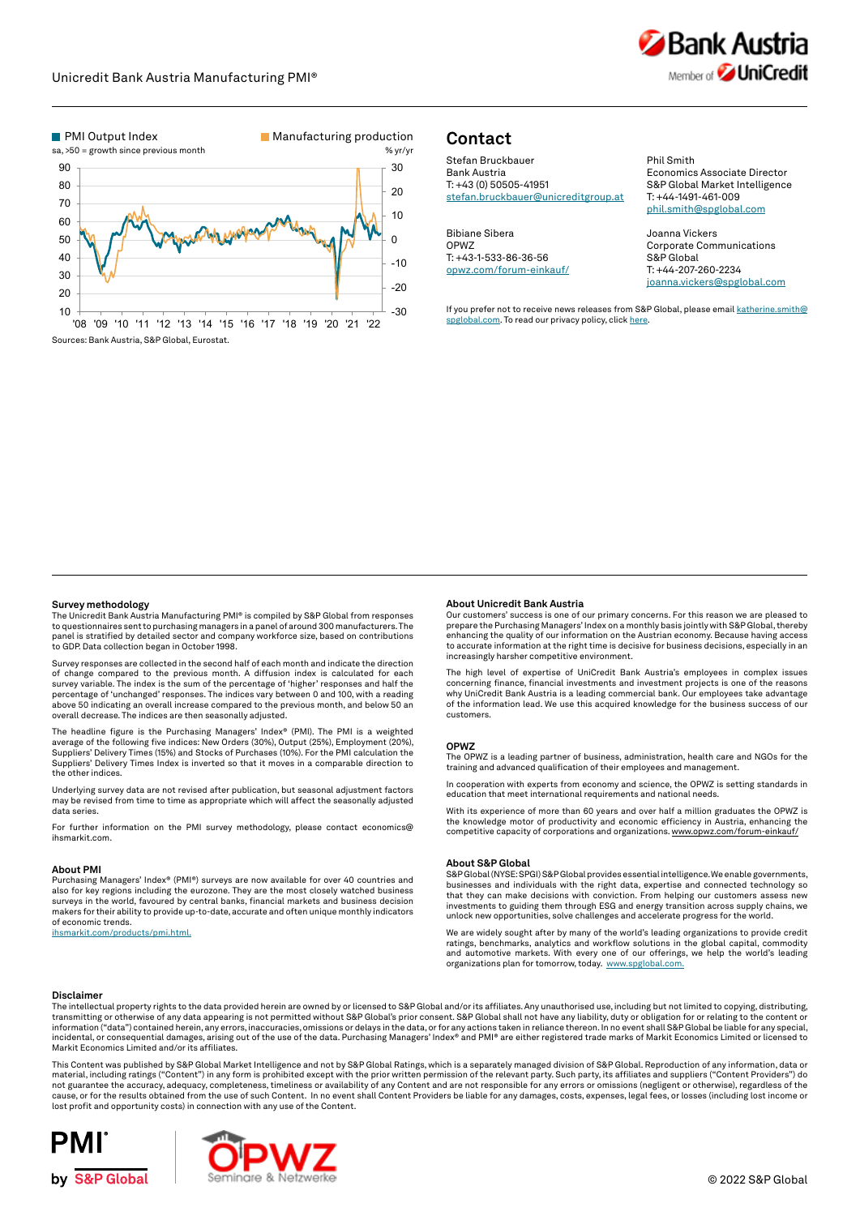PMI Output Index
sa, >50 = growth since previous month

Manufacturing production
% yr/yr

90
80
70
60
50
40
30
20
10

30
20
10
0
-10
-20
-30

'08 '09 '10 '11 '12 '13 '14 '15 '16 '17 '18 '19 '20 '21 '22

Sources: Bank Austria, S&P Global, Eurostat.

## Contact

Stefan Bruckbauer
Bank Austria
T: +43 (0) 50505-41951
stefan.bruckbauer@unicreditgroup.at

Bibiane Sibera
OPWZ
T: +43-1-533-86-36-56
opwz.com/forum-einkauf/

Phil Smith
Economics Associate Director
S&P Global Market Intelligence
T: +44-1491-461-009
phil.smith@spglobal.com

Joanna Vickers
Corporate Communications
S&P Global
T: +44-207-260-2234
joanna.vickers@spglobal.com

If you prefer not to receive news releases from S&P Global, please email katherine.smith@spglobal.com. To read our privacy policy, click here.

### Survey methodology

The Unicredit Bank Austria Manufacturing PMI® is compiled by S&P Global from responses to questionnaires sent to purchasing managers in a panel of around 300 manufacturers. The panel is stratified by detailed sector and company workforce size, based on contributions to GDP. Data collection began in October 1998.

Survey responses are collected in the second half of each month and indicate the direction of change compared to the previous month. A diffusion index is calculated for each survey variable. The index is the sum of the percentage of 'higher' responses and half the percentage of 'unchanged' responses. The indices vary between 0 and 100, with a reading above 50 indicating an overall increase compared to the previous month, and below 50 an overall decrease. The indices are then seasonally adjusted.

The headline figure is the Purchasing Managers' Index® (PMI). The PMI is a weighted average of the following five indices: New Orders (30%), Output (25%), Employment (20%), Suppliers' Delivery Times (15%) and Stocks of Purchases (10%). For the PMI calculation the Suppliers' Delivery Times Index is inverted so that it moves in a comparable direction to the other indices.

Underlying survey data are not revised after publication, but seasonal adjustment factors may be revised from time to time as appropriate which will affect the seasonally adjusted data series.

For further information on the PMI survey methodology, please contact economics@ihsmarkit.com.

### About PMI

Purchasing Managers' Index® (PMI®) surveys are now available for over 40 countries and also for key regions including the eurozone. They are the most closely watched business surveys in the world, favoured by central banks, financial markets and business decision makers for their ability to provide up-to-date, accurate and often unique monthly indicators of economic trends.
ihsmarkit.com/products/pmi.html.

### About Unicredit Bank Austria

Our customers' success is one of our primary concerns. For this reason we are pleased to prepare the Purchasing Managers' Index on a monthly basis jointly with S&P Global, thereby enhancing the quality of our information on the Austrian economy. Because having access to accurate information at the right time is decisive for business decisions, especially in an increasingly harsher competitive environment.

The high level of expertise of UniCredit Bank Austria's employees in complex issues concerning finance, financial investments and investment projects is one of the reasons why UniCredit Bank Austria is a leading commercial bank. Our employees take advantage of the information lead. We use this acquired knowledge for the business success of our customers.

### OPWZ

The OPWZ is a leading partner of business, administration, health care and NGOs for the training and advanced qualification of their employees and management.

In cooperation with experts from economy and science, the OPWZ is setting standards in education that meet international requirements and national needs.

With its experience of more than 60 years and over half a million graduates the OPWZ is the knowledge motor of productivity and economic efficiency in Austria, enhancing the competitive capacity of corporations and organizations. www.opwz.com/forum-einkauf/

### About S&P Global

S&P Global (NYSE: SPGI) S&P Global provides essential intelligence. We enable governments, businesses and individuals with the right data, expertise and connected technology so that they can make decisions with conviction. From helping our customers assess new investments to guiding them through ESG and energy transition across supply chains, we unlock new opportunities, solve challenges and accelerate progress for the world.

We are widely sought after by many of the world's leading organizations to provide credit ratings, benchmarks, analytics and workflow solutions in the global capital, commodity and automotive markets. With every one of our offerings, we help the world's leading organizations plan for tomorrow, today. www.spglobal.com.

### Disclaimer

The intellectual property rights to the data provided herein are owned by or licensed to S&P Global and/or its affiliates. Any unauthorised use, including but not limited to copying, distributing, transmitting or otherwise of any data appearing is not permitted without S&P Global's prior consent. S&P Global shall not have any liability, duty or obligation for or relating to the content or information ("data") contained herein, any errors, inaccuracies, omissions or delays in the data, or for any actions taken in reliance thereon. In no event shall S&P Global be liable for any special, incidental, or consequential damages, arising out of the use of the data. Purchasing Managers' Index® and PMI® are either registered trade marks of Markit Economics Limited or licensed to Markit Economics Limited and/or its affiliates.

This Content was published by S&P Global Market Intelligence and not by S&P Global Ratings, which is a separately managed division of S&P Global. Reproduction of any information, data or material, including ratings ("Content") in any form is prohibited except with the prior written permission of the relevant party. Such party, its affiliates and suppliers ("Content Providers") do not guarantee the accuracy, adequacy, completeness, timeliness or availability of any Content and are not responsible for any errors or omissions (negligent or otherwise), regardless of the cause, or for the results obtained from the use of such Content. In no event shall Content Providers be liable for any damages, costs, expenses, legal fees, or losses (including lost income or lost profit and opportunity costs) in connection with any use of the Content.

© 2022 S&P Global